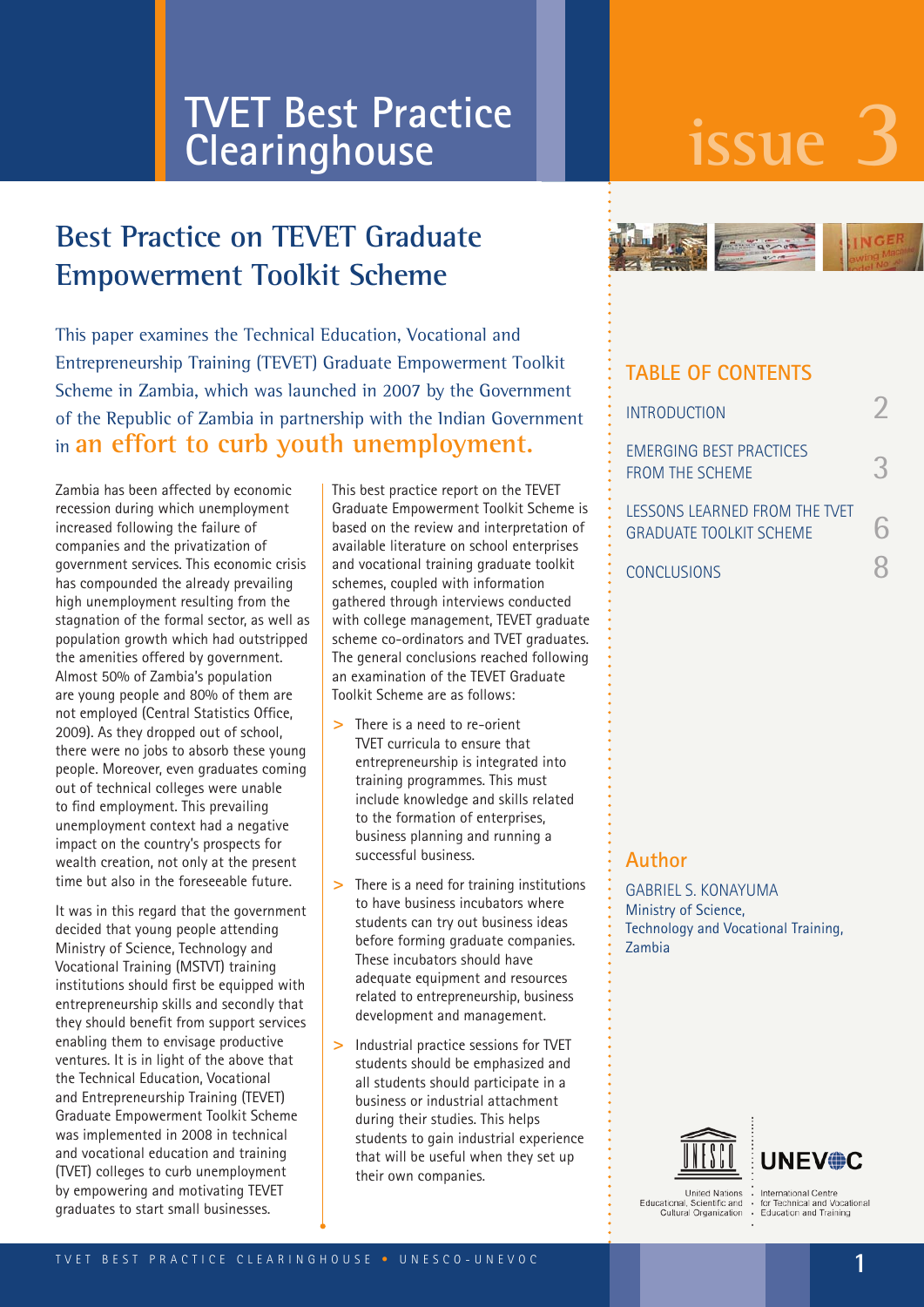# TVET Best Practice Clearinghouse

issue 3

## Best Practice on TEVET Graduate Empowerment Toolkit Scheme

This paper examines the Technical Education, Vocational and Entrepreneurship Training (TEVET) Graduate Empowerment Toolkit Scheme in Zambia, which was launched in 2007 by the Government of the Republic of Zambia in partnership with the Indian Government in **an effort to curb youth unemployment.**

Zambia has been affected by economic recession during which unemployment increased following the failure of companies and the privatization of government services. This economic crisis has compounded the already prevailing high unemployment resulting from the stagnation of the formal sector, as well as population growth which had outstripped the amenities offered by government. Almost 50% of Zambia's population are young people and 80% of them are not employed (Central Statistics Office, 2009). As they dropped out of school, there were no jobs to absorb these young people. Moreover, even graduates coming out of technical colleges were unable to find employment. This prevailing unemployment context had a negative impact on the country's prospects for wealth creation, not only at the present time but also in the foreseeable future.

It was in this regard that the government decided that young people attending Ministry of Science, Technology and Vocational Training (MSTVT) training institutions should first be equipped with entrepreneurship skills and secondly that they should benefit from support services enabling them to envisage productive ventures. It is in light of the above that the Technical Education, Vocational and Entrepreneurship Training (TEVET) Graduate Empowerment Toolkit Scheme was implemented in 2008 in technical and vocational education and training (TVET) colleges to curb unemployment by empowering and motivating TEVET graduates to start small businesses.

This best practice report on the TEVET Graduate Empowerment Toolkit Scheme is based on the review and interpretation of available literature on school enterprises and vocational training graduate toolkit schemes, coupled with information gathered through interviews conducted with college management, TEVET graduate scheme co-ordinators and TVET graduates. The general conclusions reached following an examination of the TEVET Graduate Toolkit Scheme are as follows:

- There is a need to re-orient TVET curricula to ensure that entrepreneurship is integrated into training programmes. This must include knowledge and skills related to the formation of enterprises, business planning and running a successful business.
- There is a need for training institutions to have business incubators where students can try out business ideas before forming graduate companies. These incubators should have adequate equipment and resources related to entrepreneurship, business development and management.
- Industrial practice sessions for TVET students should be emphasized and all students should participate in a business or industrial attachment during their studies. This helps students to gain industrial experience that will be useful when they set up their own companies.

### TABLE OF CONTENTS

| | |
|---|---|
| INTRODUCTION | 2 |
| EMERGING BEST PRACTICES FROM THE SCHEME | 3 |
| LESSONS LEARNED FROM THE TVET GRADUATE TOOLKIT SCHEME | 6 |
| CONCLUSIONS | 8 |

### Author

GABRIEL S. KONAYUMA
Ministry of Science, Technology and Vocational Training, Zambia

United Nations Educational, Scientific and Cultural Organization · UNEVOC International Centre for Technical and Vocational Education and Training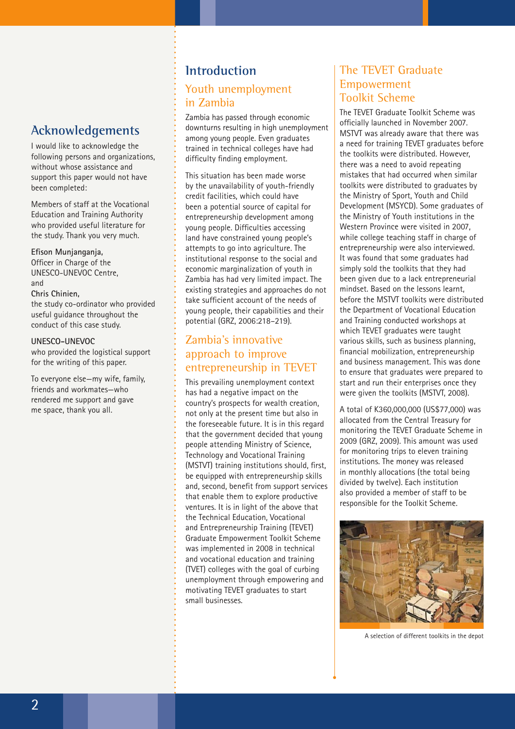## Acknowledgements

I would like to acknowledge the following persons and organizations, without whose assistance and support this paper would not have been completed:

Members of staff at the Vocational Education and Training Authority who provided useful literature for the study. Thank you very much.

**Efison Munjanganja,**
Officer in Charge of the UNESCO-UNEVOC Centre,
and
**Chris Chinien,**
the study co-ordinator who provided useful guidance throughout the conduct of this case study.

**UNESCO-UNEVOC**
who provided the logistical support for the writing of this paper.

To everyone else—my wife, family, friends and workmates—who rendered me support and gave me space, thank you all.

# Introduction

## Youth unemployment in Zambia

Zambia has passed through economic downturns resulting in high unemployment among young people. Even graduates trained in technical colleges have had difficulty finding employment.

This situation has been made worse by the unavailability of youth-friendly credit facilities, which could have been a potential source of capital for entrepreneurship development among young people. Difficulties accessing land have constrained young people's attempts to go into agriculture. The institutional response to the social and economic marginalization of youth in Zambia has had very limited impact. The existing strategies and approaches do not take sufficient account of the needs of young people, their capabilities and their potential (GRZ, 2006:218–219).

## Zambia's innovative approach to improve entrepreneurship in TEVET

This prevailing unemployment context has had a negative impact on the country's prospects for wealth creation, not only at the present time but also in the foreseeable future. It is in this regard that the government decided that young people attending Ministry of Science, Technology and Vocational Training (MSTVT) training institutions should, first, be equipped with entrepreneurship skills and, second, benefit from support services that enable them to explore productive ventures. It is in light of the above that the Technical Education, Vocational and Entrepreneurship Training (TEVET) Graduate Empowerment Toolkit Scheme was implemented in 2008 in technical and vocational education and training (TVET) colleges with the goal of curbing unemployment through empowering and motivating TEVET graduates to start small businesses.

## The TEVET Graduate Empowerment Toolkit Scheme

The TEVET Graduate Toolkit Scheme was officially launched in November 2007. MSTVT was already aware that there was a need for training TEVET graduates before the toolkits were distributed. However, there was a need to avoid repeating mistakes that had occurred when similar toolkits were distributed to graduates by the Ministry of Sport, Youth and Child Development (MSYCD). Some graduates of the Ministry of Youth institutions in the Western Province were visited in 2007, while college teaching staff in charge of entrepreneurship were also interviewed. It was found that some graduates had simply sold the toolkits that they had been given due to a lack entrepreneurial mindset. Based on the lessons learnt, before the MSTVT toolkits were distributed the Department of Vocational Education and Training conducted workshops at which TEVET graduates were taught various skills, such as business planning, financial mobilization, entrepreneurship and business management. This was done to ensure that graduates were prepared to start and run their enterprises once they were given the toolkits (MSTVT, 2008).

A total of K360,000,000 (US$77,000) was allocated from the Central Treasury for monitoring the TEVET Graduate Scheme in 2009 (GRZ, 2009). This amount was used for monitoring trips to eleven training institutions. The money was released in monthly allocations (the total being divided by twelve). Each institution also provided a member of staff to be responsible for the Toolkit Scheme.

A selection of different toolkits in the depot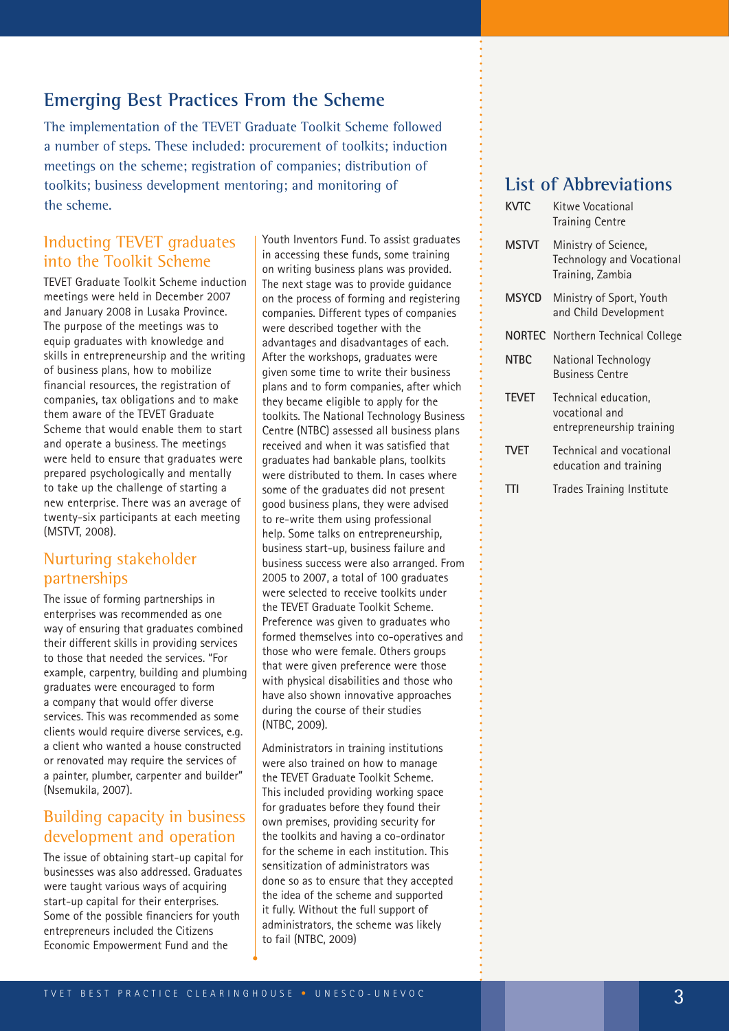## Emerging Best Practices From the Scheme

The implementation of the TEVET Graduate Toolkit Scheme followed a number of steps. These included: procurement of toolkits; induction meetings on the scheme; registration of companies; distribution of toolkits; business development mentoring; and monitoring of the scheme.

### Inducting TEVET graduates into the Toolkit Scheme

TEVET Graduate Toolkit Scheme induction meetings were held in December 2007 and January 2008 in Lusaka Province. The purpose of the meetings was to equip graduates with knowledge and skills in entrepreneurship and the writing of business plans, how to mobilize financial resources, the registration of companies, tax obligations and to make them aware of the TEVET Graduate Scheme that would enable them to start and operate a business. The meetings were held to ensure that graduates were prepared psychologically and mentally to take up the challenge of starting a new enterprise. There was an average of twenty-six participants at each meeting (MSTVT, 2008).

### Nurturing stakeholder partnerships

The issue of forming partnerships in enterprises was recommended as one way of ensuring that graduates combined their different skills in providing services to those that needed the services. "For example, carpentry, building and plumbing graduates were encouraged to form a company that would offer diverse services. This was recommended as some clients would require diverse services, e.g. a client who wanted a house constructed or renovated may require the services of a painter, plumber, carpenter and builder" (Nsemukila, 2007).

### Building capacity in business development and operation

The issue of obtaining start-up capital for businesses was also addressed. Graduates were taught various ways of acquiring start-up capital for their enterprises. Some of the possible financiers for youth entrepreneurs included the Citizens Economic Empowerment Fund and the Youth Inventors Fund. To assist graduates in accessing these funds, some training on writing business plans was provided. The next stage was to provide guidance on the process of forming and registering companies. Different types of companies were described together with the advantages and disadvantages of each. After the workshops, graduates were given some time to write their business plans and to form companies, after which they became eligible to apply for the toolkits. The National Technology Business Centre (NTBC) assessed all business plans received and when it was satisfied that graduates had bankable plans, toolkits were distributed to them. In cases where some of the graduates did not present good business plans, they were advised to re-write them using professional help. Some talks on entrepreneurship, business start-up, business failure and business success were also arranged. From 2005 to 2007, a total of 100 graduates were selected to receive toolkits under the TEVET Graduate Toolkit Scheme. Preference was given to graduates who formed themselves into co-operatives and those who were female. Others groups that were given preference were those with physical disabilities and those who have also shown innovative approaches during the course of their studies (NTBC, 2009).

Administrators in training institutions were also trained on how to manage the TEVET Graduate Toolkit Scheme. This included providing working space for graduates before they found their own premises, providing security for the toolkits and having a co-ordinator for the scheme in each institution. This sensitization of administrators was done so as to ensure that they accepted the idea of the scheme and supported it fully. Without the full support of administrators, the scheme was likely to fail (NTBC, 2009)

## List of Abbreviations

| | |
|---|---|
| **KVTC** | Kitwe Vocational Training Centre |
| **MSTVT** | Ministry of Science, Technology and Vocational Training, Zambia |
| **MSYCD** | Ministry of Sport, Youth and Child Development |
| **NORTEC** | Northern Technical College |
| **NTBC** | National Technology Business Centre |
| **TEVET** | Technical education, vocational and entrepreneurship training |
| **TVET** | Technical and vocational education and training |
| **TTI** | Trades Training Institute |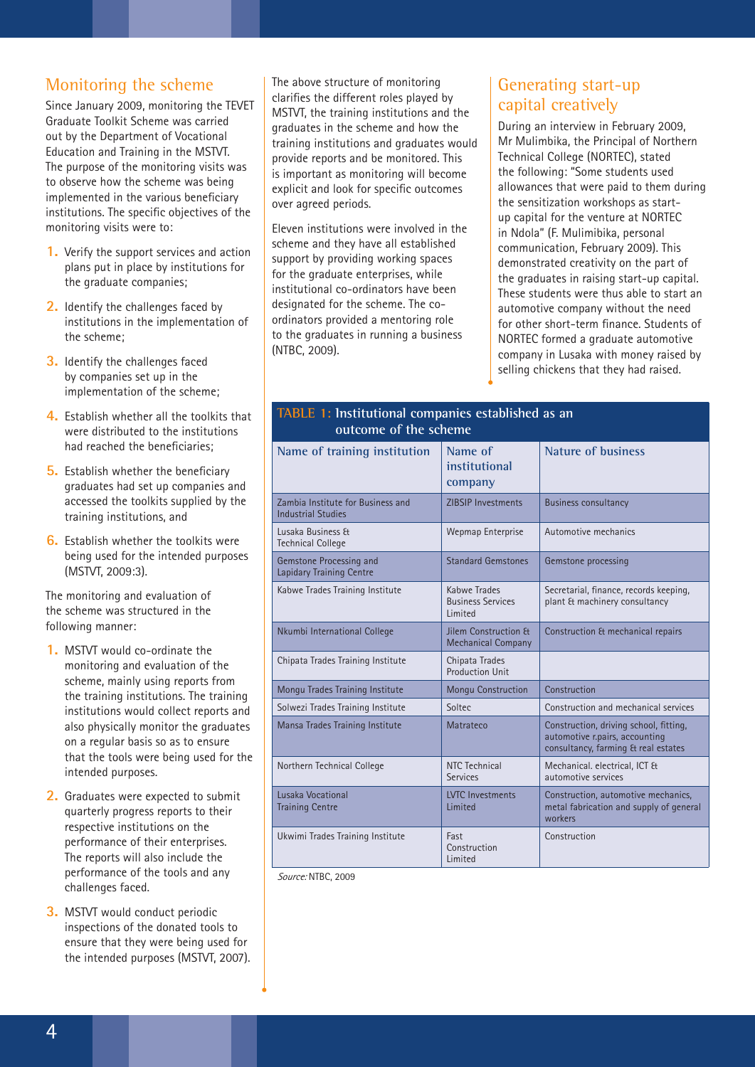## Monitoring the scheme

Since January 2009, monitoring the TEVET Graduate Toolkit Scheme was carried out by the Department of Vocational Education and Training in the MSTVT. The purpose of the monitoring visits was to observe how the scheme was being implemented in the various beneficiary institutions. The specific objectives of the monitoring visits were to:

1. Verify the support services and action plans put in place by institutions for the graduate companies;
2. Identify the challenges faced by institutions in the implementation of the scheme;
3. Identify the challenges faced by companies set up in the implementation of the scheme;
4. Establish whether all the toolkits that were distributed to the institutions had reached the beneficiaries;
5. Establish whether the beneficiary graduates had set up companies and accessed the toolkits supplied by the training institutions, and
6. Establish whether the toolkits were being used for the intended purposes (MSTVT, 2009:3).

The monitoring and evaluation of the scheme was structured in the following manner:

1. MSTVT would co-ordinate the monitoring and evaluation of the scheme, mainly using reports from the training institutions. The training institutions would collect reports and also physically monitor the graduates on a regular basis so as to ensure that the tools were being used for the intended purposes.
2. Graduates were expected to submit quarterly progress reports to their respective institutions on the performance of their enterprises. The reports will also include the performance of the tools and any challenges faced.
3. MSTVT would conduct periodic inspections of the donated tools to ensure that they were being used for the intended purposes (MSTVT, 2007).

The above structure of monitoring clarifies the different roles played by MSTVT, the training institutions and the graduates in the scheme and how the training institutions and graduates would provide reports and be monitored. This is important as monitoring will become explicit and look for specific outcomes over agreed periods.

Eleven institutions were involved in the scheme and they have all established support by providing working spaces for the graduate enterprises, while institutional co-ordinators have been designated for the scheme. The co-ordinators provided a mentoring role to the graduates in running a business (NTBC, 2009).

## Generating start-up capital creatively

During an interview in February 2009, Mr Mulimbika, the Principal of Northern Technical College (NORTEC), stated the following: "Some students used allowances that were paid to them during the sensitization workshops as start-up capital for the venture at NORTEC in Ndola" (F. Mulimibika, personal communication, February 2009). This demonstrated creativity on the part of the graduates in raising start-up capital. These students were thus able to start an automotive company without the need for other short-term finance. Students of NORTEC formed a graduate automotive company in Lusaka with money raised by selling chickens that they had raised.

**TABLE 1: Institutional companies established as an outcome of the scheme**

| Name of training institution | Name of institutional company | Nature of business |
|---|---|---|
| Zambia Institute for Business and Industrial Studies | ZIBSIP Investments | Business consultancy |
| Lusaka Business & Technical College | Wepmap Enterprise | Automotive mechanics |
| Gemstone Processing and Lapidary Training Centre | Standard Gemstones | Gemstone processing |
| Kabwe Trades Training Institute | Kabwe Trades Business Services Limited | Secretarial, finance, records keeping, plant & machinery consultancy |
| Nkumbi International College | Jilem Construction & Mechanical Company | Construction & mechanical repairs |
| Chipata Trades Training Institute | Chipata Trades Production Unit | |
| Mongu Trades Training Institute | Mongu Construction | Construction |
| Solwezi Trades Training Institute | Soltec | Construction and mechanical services |
| Mansa Trades Training Institute | Matrateco | Construction, driving school, fitting, automotive r.pairs, accounting consultancy, farming & real estates |
| Northern Technical College | NTC Technical Services | Mechanical. electrical, ICT & automotive services |
| Lusaka Vocational Training Centre | LVTC Investments Limited | Construction, automotive mechanics, metal fabrication and supply of general workers |
| Ukwimi Trades Training Institute | Fast Construction Limited | Construction |

*Source:* NTBC, 2009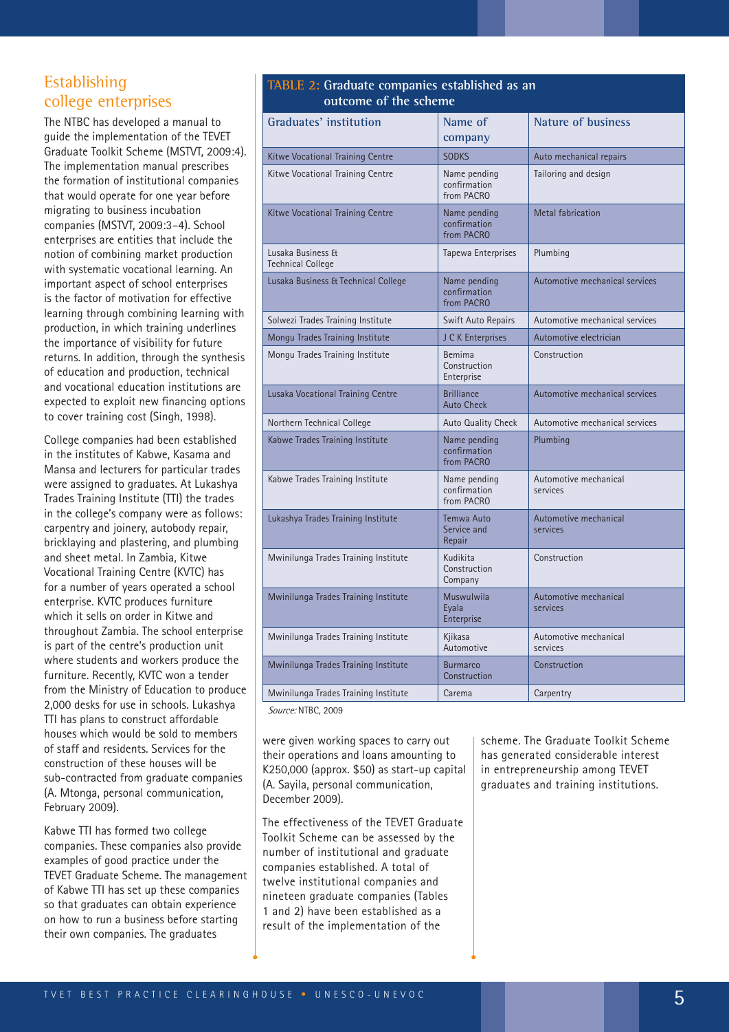## Establishing college enterprises

The NTBC has developed a manual to guide the implementation of the TEVET Graduate Toolkit Scheme (MSTVT, 2009:4). The implementation manual prescribes the formation of institutional companies that would operate for one year before migrating to business incubation companies (MSTVT, 2009:3–4). School enterprises are entities that include the notion of combining market production with systematic vocational learning. An important aspect of school enterprises is the factor of motivation for effective learning through combining learning with production, in which training underlines the importance of visibility for future returns. In addition, through the synthesis of education and production, technical and vocational education institutions are expected to exploit new financing options to cover training cost (Singh, 1998).

College companies had been established in the institutes of Kabwe, Kasama and Mansa and lecturers for particular trades were assigned to graduates. At Lukashya Trades Training Institute (TTI) the trades in the college's company were as follows: carpentry and joinery, autobody repair, bricklaying and plastering, and plumbing and sheet metal. In Zambia, Kitwe Vocational Training Centre (KVTC) has for a number of years operated a school enterprise. KVTC produces furniture which it sells on order in Kitwe and throughout Zambia. The school enterprise is part of the centre's production unit where students and workers produce the furniture. Recently, KVTC won a tender from the Ministry of Education to produce 2,000 desks for use in schools. Lukashya TTI has plans to construct affordable houses which would be sold to members of staff and residents. Services for the construction of these houses will be sub-contracted from graduate companies (A. Mtonga, personal communication, February 2009).

Kabwe TTI has formed two college companies. These companies also provide examples of good practice under the TEVET Graduate Scheme. The management of Kabwe TTI has set up these companies so that graduates can obtain experience on how to run a business before starting their own companies. The graduates were given working spaces to carry out their operations and loans amounting to K250,000 (approx. $50) as start-up capital (A. Sayila, personal communication, December 2009).

The effectiveness of the TEVET Graduate Toolkit Scheme can be assessed by the number of institutional and graduate companies established. A total of twelve institutional companies and nineteen graduate companies (Tables 1 and 2) have been established as a result of the implementation of the scheme. The Graduate Toolkit Scheme has generated considerable interest in entrepreneurship among TEVET graduates and training institutions.

**TABLE 2: Graduate companies established as an outcome of the scheme**

| Graduates' institution | Name of company | Nature of business |
|---|---|---|
| Kitwe Vocational Training Centre | SODKS | Auto mechanical repairs |
| Kitwe Vocational Training Centre | Name pending confirmation from PACRO | Tailoring and design |
| Kitwe Vocational Training Centre | Name pending confirmation from PACRO | Metal fabrication |
| Lusaka Business & Technical College | Tapewa Enterprises | Plumbing |
| Lusaka Business & Technical College | Name pending confirmation from PACRO | Automotive mechanical services |
| Solwezi Trades Training Institute | Swift Auto Repairs | Automotive mechanical services |
| Mongu Trades Training Institute | J C K Enterprises | Automotive electrician |
| Mongu Trades Training Institute | Bemima Construction Enterprise | Construction |
| Lusaka Vocational Training Centre | Brilliance Auto Check | Automotive mechanical services |
| Northern Technical College | Auto Quality Check | Automotive mechanical services |
| Kabwe Trades Training Institute | Name pending confirmation from PACRO | Plumbing |
| Kabwe Trades Training Institute | Name pending confirmation from PACRO | Automotive mechanical services |
| Lukashya Trades Training Institute | Temwa Auto Service and Repair | Automotive mechanical services |
| Mwinilunga Trades Training Institute | Kudikita Construction Company | Construction |
| Mwinilunga Trades Training Institute | Muswulwila Eyala Enterprise | Automotive mechanical services |
| Mwinilunga Trades Training Institute | Kjikasa Automotive | Automotive mechanical services |
| Mwinilunga Trades Training Institute | Burmarco Construction | Construction |
| Mwinilunga Trades Training Institute | Carema | Carpentry |

*Source:* NTBC, 2009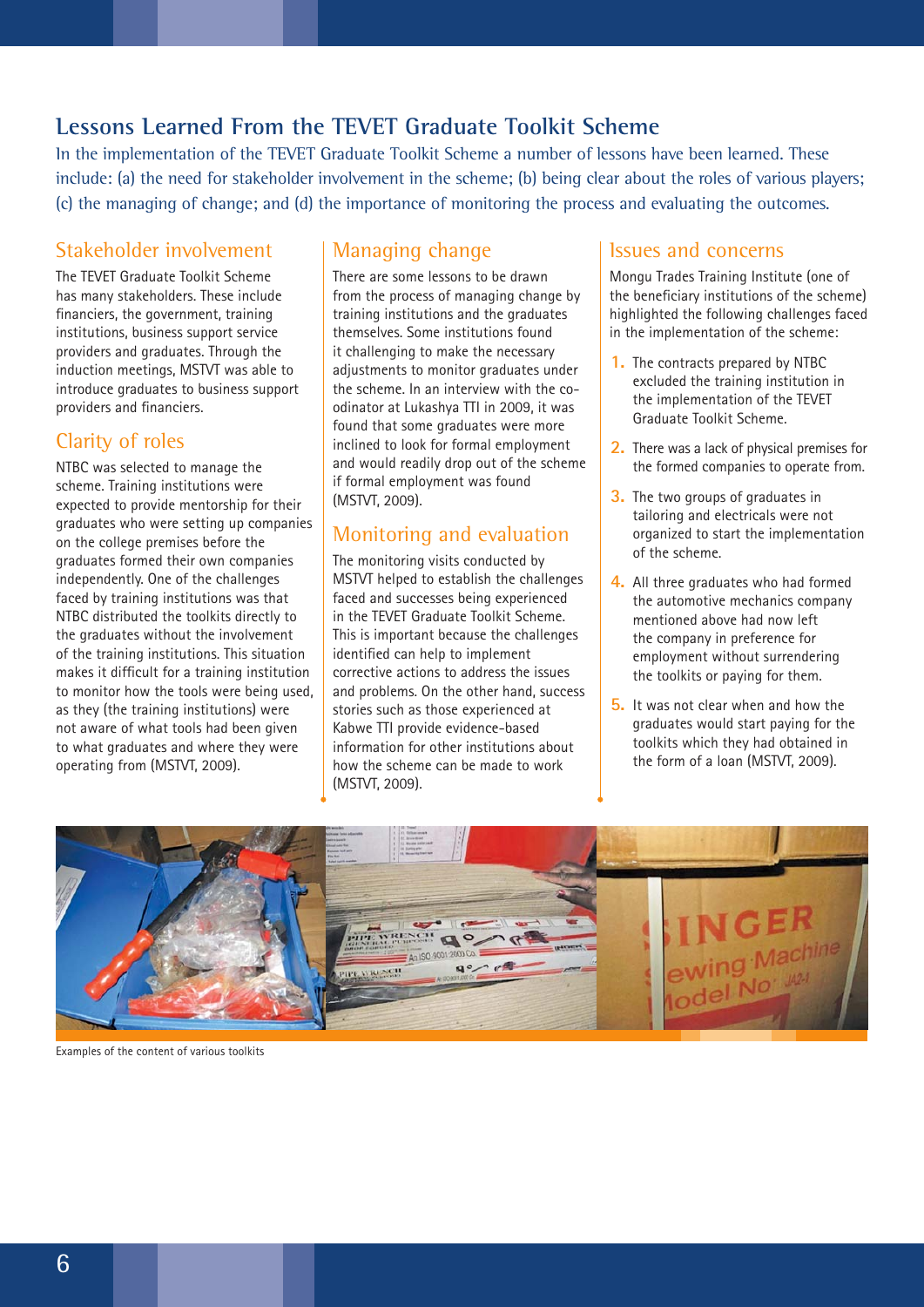## Lessons Learned From the TEVET Graduate Toolkit Scheme

In the implementation of the TEVET Graduate Toolkit Scheme a number of lessons have been learned. These include: (a) the need for stakeholder involvement in the scheme; (b) being clear about the roles of various players; (c) the managing of change; and (d) the importance of monitoring the process and evaluating the outcomes.

### Stakeholder involvement

The TEVET Graduate Toolkit Scheme has many stakeholders. These include financiers, the government, training institutions, business support service providers and graduates. Through the induction meetings, MSTVT was able to introduce graduates to business support providers and financiers.

### Clarity of roles

NTBC was selected to manage the scheme. Training institutions were expected to provide mentorship for their graduates who were setting up companies on the college premises before the graduates formed their own companies independently. One of the challenges faced by training institutions was that NTBC distributed the toolkits directly to the graduates without the involvement of the training institutions. This situation makes it difficult for a training institution to monitor how the tools were being used, as they (the training institutions) were not aware of what tools had been given to what graduates and where they were operating from (MSTVT, 2009).

### Managing change

There are some lessons to be drawn from the process of managing change by training institutions and the graduates themselves. Some institutions found it challenging to make the necessary adjustments to monitor graduates under the scheme. In an interview with the co-ordinator at Lukashya TTI in 2009, it was found that some graduates were more inclined to look for formal employment and would readily drop out of the scheme if formal employment was found (MSTVT, 2009).

### Monitoring and evaluation

The monitoring visits conducted by MSTVT helped to establish the challenges faced and successes being experienced in the TEVET Graduate Toolkit Scheme. This is important because the challenges identified can help to implement corrective actions to address the issues and problems. On the other hand, success stories such as those experienced at Kabwe TTI provide evidence-based information for other institutions about how the scheme can be made to work (MSTVT, 2009).

### Issues and concerns

Mongu Trades Training Institute (one of the beneficiary institutions of the scheme) highlighted the following challenges faced in the implementation of the scheme:

1. The contracts prepared by NTBC excluded the training institution in the implementation of the TEVET Graduate Toolkit Scheme.
2. There was a lack of physical premises for the formed companies to operate from.
3. The two groups of graduates in tailoring and electricals were not organized to start the implementation of the scheme.
4. All three graduates who had formed the automotive mechanics company mentioned above had now left the company in preference for employment without surrendering the toolkits or paying for them.
5. It was not clear when and how the graduates would start paying for the toolkits which they had obtained in the form of a loan (MSTVT, 2009).

Examples of the content of various toolkits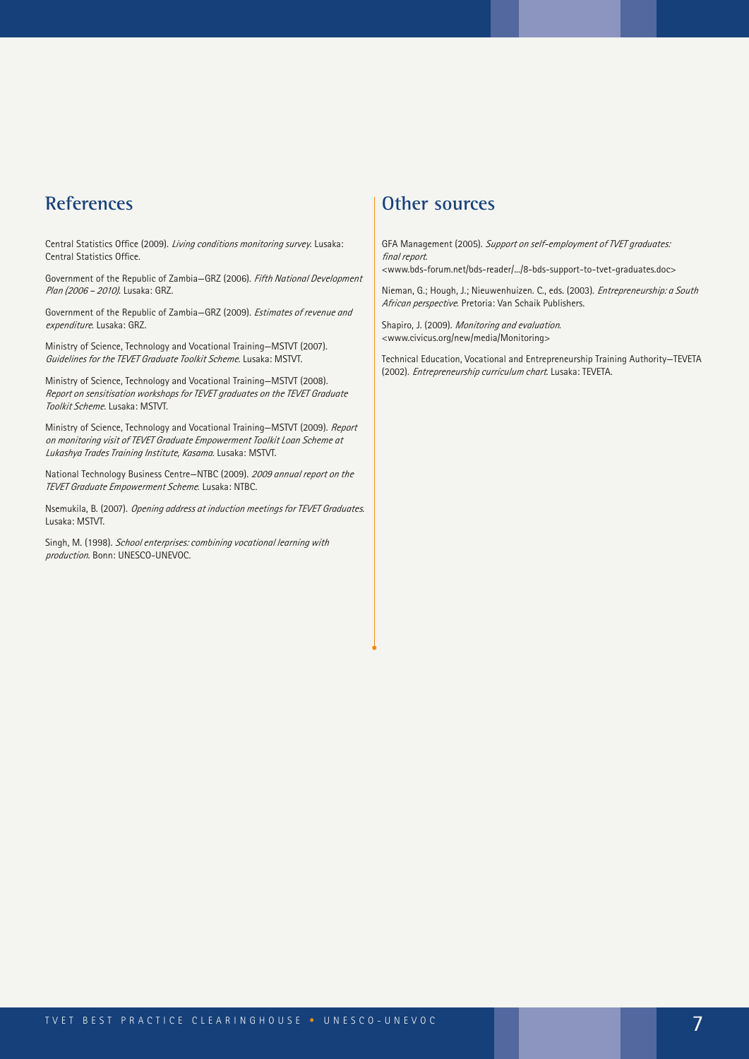## References

Central Statistics Office (2009). *Living conditions monitoring survey*. Lusaka: Central Statistics Office.

Government of the Republic of Zambia—GRZ (2006). *Fifth National Development Plan (2006 – 2010)*. Lusaka: GRZ.

Government of the Republic of Zambia—GRZ (2009). *Estimates of revenue and expenditure*. Lusaka: GRZ.

Ministry of Science, Technology and Vocational Training—MSTVT (2007). *Guidelines for the TEVET Graduate Toolkit Scheme*. Lusaka: MSTVT.

Ministry of Science, Technology and Vocational Training—MSTVT (2008). *Report on sensitisation workshops for TEVET graduates on the TEVET Graduate Toolkit Scheme*. Lusaka: MSTVT.

Ministry of Science, Technology and Vocational Training—MSTVT (2009). *Report on monitoring visit of TEVET Graduate Empowerment Toolkit Loan Scheme at Lukashya Trades Training Institute, Kasama*. Lusaka: MSTVT.

National Technology Business Centre—NTBC (2009). *2009 annual report on the TEVET Graduate Empowerment Scheme*. Lusaka: NTBC.

Nsemukila, B. (2007). *Opening address at induction meetings for TEVET Graduates*. Lusaka: MSTVT.

Singh, M. (1998). *School enterprises: combining vocational learning with production*. Bonn: UNESCO-UNEVOC.

## Other sources

GFA Management (2005). *Support on self-employment of TVET graduates: final report*. <www.bds-forum.net/bds-reader/.../8-bds-support-to-tvet-graduates.doc>

Nieman, G.; Hough, J.; Nieuwenhuizen. C., eds. (2003). *Entrepreneurship: a South African perspective*. Pretoria: Van Schaik Publishers.

Shapiro, J. (2009). *Monitoring and evaluation*. <www.civicus.org/new/media/Monitoring>

Technical Education, Vocational and Entrepreneurship Training Authority—TEVETA (2002). *Entrepreneurship curriculum chart*. Lusaka: TEVETA.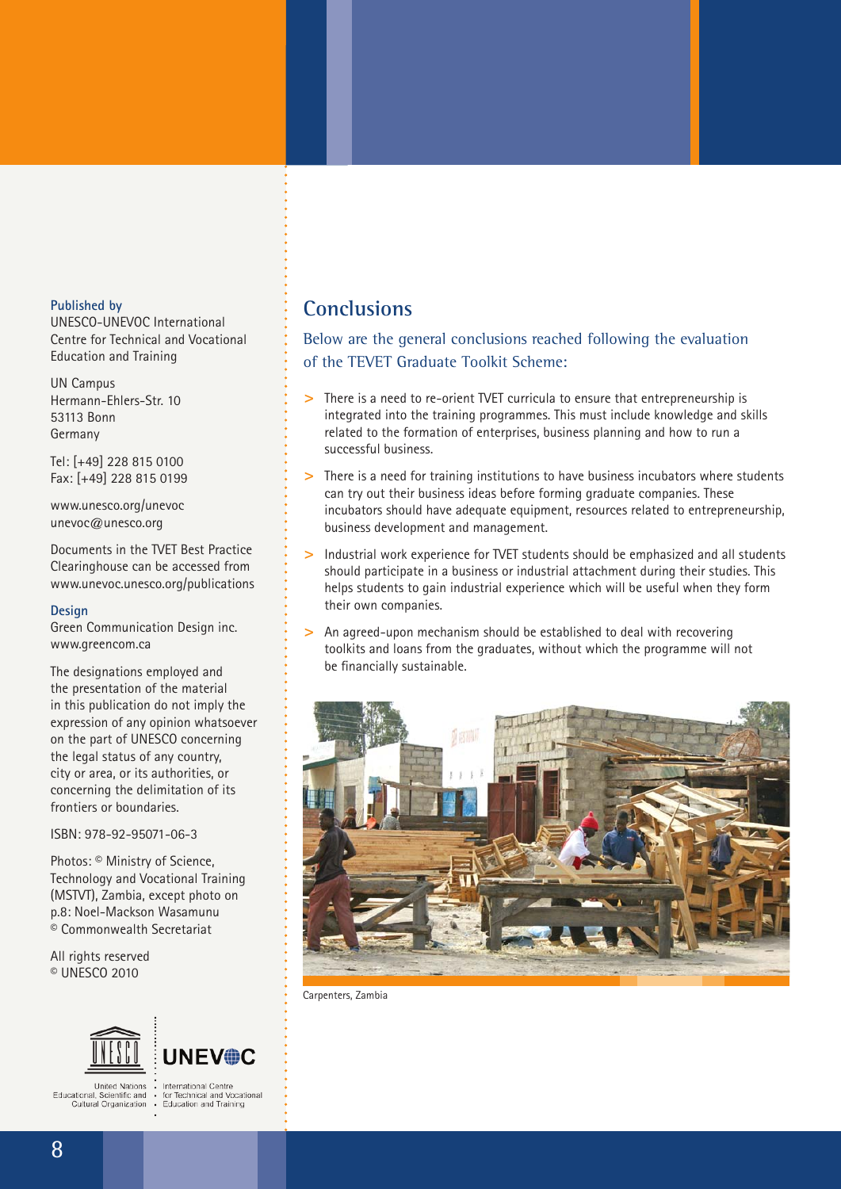## Conclusions

Below are the general conclusions reached following the evaluation of the TEVET Graduate Toolkit Scheme:

- There is a need to re-orient TVET curricula to ensure that entrepreneurship is integrated into the training programmes. This must include knowledge and skills related to the formation of enterprises, business planning and how to run a successful business.
- There is a need for training institutions to have business incubators where students can try out their business ideas before forming graduate companies. These incubators should have adequate equipment, resources related to entrepreneurship, business development and management.
- Industrial work experience for TVET students should be emphasized and all students should participate in a business or industrial attachment during their studies. This helps students to gain industrial experience which will be useful when they form their own companies.
- An agreed-upon mechanism should be established to deal with recovering toolkits and loans from the graduates, without which the programme will not be financially sustainable.

Carpenters, Zambia

**Published by**
UNESCO-UNEVOC International Centre for Technical and Vocational Education and Training

UN Campus
Hermann-Ehlers-Str. 10
53113 Bonn
Germany

Tel: [+49] 228 815 0100
Fax: [+49] 228 815 0199

www.unesco.org/unevoc
unevoc@unesco.org

Documents in the TVET Best Practice Clearinghouse can be accessed from www.unevoc.unesco.org/publications

**Design**
Green Communication Design inc.
www.greencom.ca

The designations employed and the presentation of the material in this publication do not imply the expression of any opinion whatsoever on the part of UNESCO concerning the legal status of any country, city or area, or its authorities, or concerning the delimitation of its frontiers or boundaries.

ISBN: 978-92-95071-06-3

Photos: © Ministry of Science, Technology and Vocational Training (MSTVT), Zambia, except photo on p.8: Noel-Mackson Wasamunu © Commonwealth Secretariat

All rights reserved
© UNESCO 2010

United Nations Educational, Scientific and Cultural Organization

UNEVOC International Centre for Technical and Vocational Education and Training